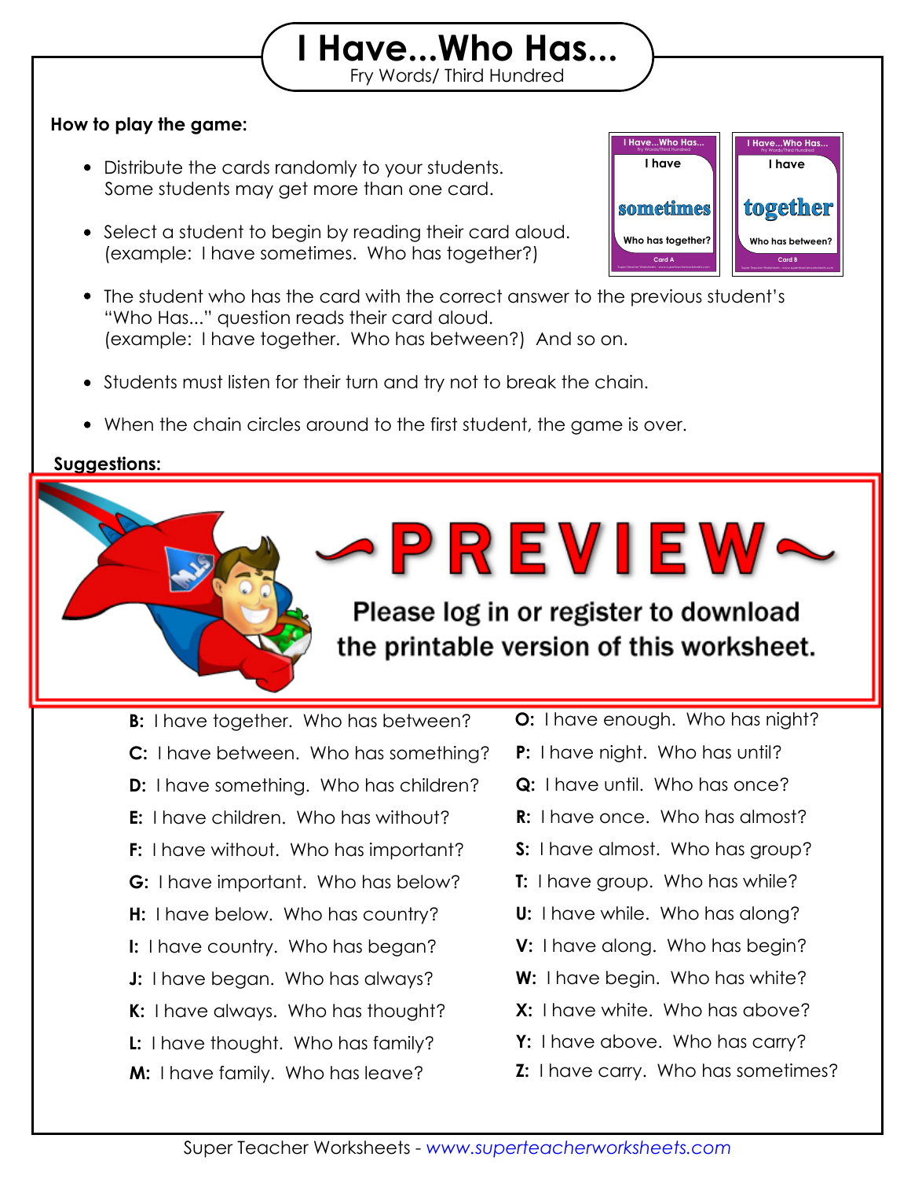# I Have...Who Has...

Fry Words/ Third Hundred

**How to play the game:**

- Distribute the cards randomly to your students. Some students may get more than one card.
- Select a student to begin by reading their card aloud. (example: I have sometimes. Who has together?)
- The student who has the card with the correct answer to the previous student's "Who Has..." question reads their card aloud. (example: I have together. Who has between?) And so on.
- Students must listen for their turn and try not to break the chain.
- When the chain circles around to the first student, the game is over.

**Suggestions:**

~PREVIEW~

Please log in or register to download the printable version of this worksheet.

**B:** I have together. Who has between?

**C:** I have between. Who has something?

**D:** I have something. Who has children?

**E:** I have children. Who has without?

**F:** I have without. Who has important?

**G:** I have important. Who has below?

**H:** I have below. Who has country?

**I:** I have country. Who has began?

**J:** I have began. Who has always?

**K:** I have always. Who has thought?

**L:** I have thought. Who has family?

**M:** I have family. Who has leave?

**O:** I have enough. Who has night?

**P:** I have night. Who has until?

**Q:** I have until. Who has once?

**R:** I have once. Who has almost?

**S:** I have almost. Who has group?

**T:** I have group. Who has while?

**U:** I have while. Who has along?

**V:** I have along. Who has begin?

**W:** I have begin. Who has white?

**X:** I have white. Who has above?

**Y:** I have above. Who has carry?

**Z:** I have carry. Who has sometimes?

Super Teacher Worksheets - *www.superteacherworksheets.com*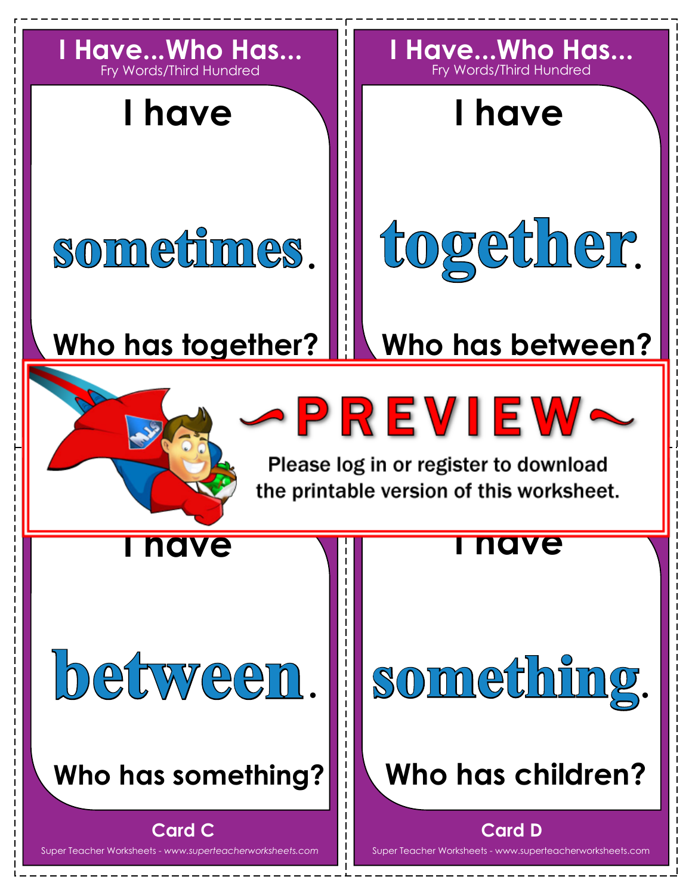## I Have...Who Has...
Fry Words/Third Hundred

I have

**sometimes.**

Who has together?

## I Have...Who Has...
Fry Words/Third Hundred

I have

**together.**

Who has between?

~PREVIEW~

Please log in or register to download the printable version of this worksheet.

I have

**between.**

Who has something?

Card C

I have

**something.**

Who has children?

Card D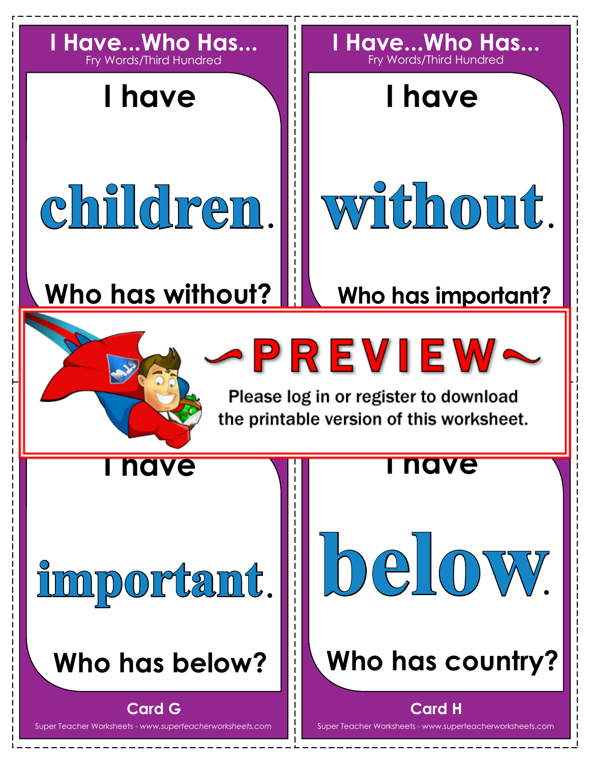## I Have...Who Has...
Fry Words/Third Hundred

I have

**children.**

Who has without?

## I Have...Who Has...
Fry Words/Third Hundred

I have

**without.**

Who has important?

~PREVIEW~

Please log in or register to download the printable version of this worksheet.

I have

**important.**

Who has below?

Card G

I have

**below.**

Who has country?

Card H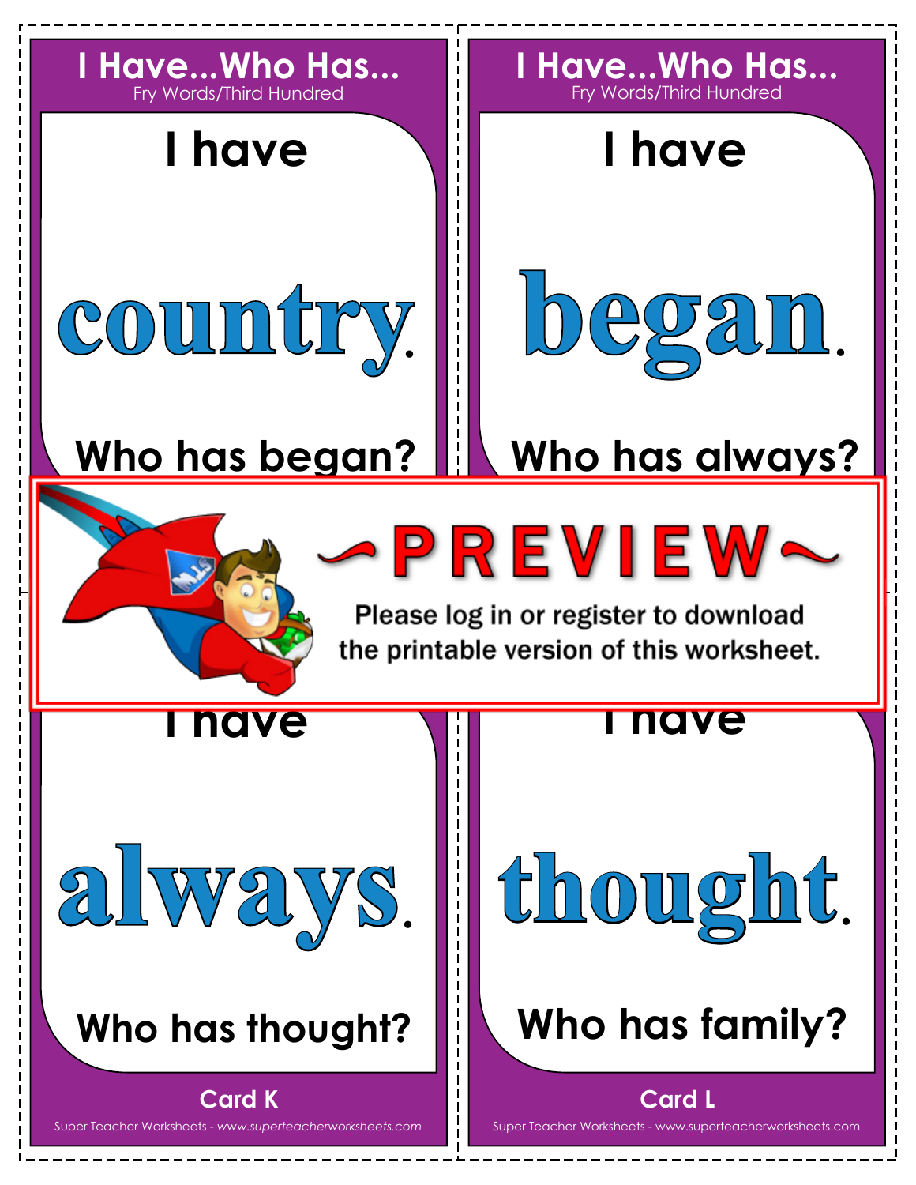## I Have...Who Has...
Fry Words/Third Hundred

I have

**country.**

Who has began?

## I Have...Who Has...
Fry Words/Third Hundred

I have

**began.**

Who has always?

~PREVIEW~

Please log in or register to download the printable version of this worksheet.

I have

**always.**

Who has thought?

Card K

I have

**thought.**

Who has family?

Card L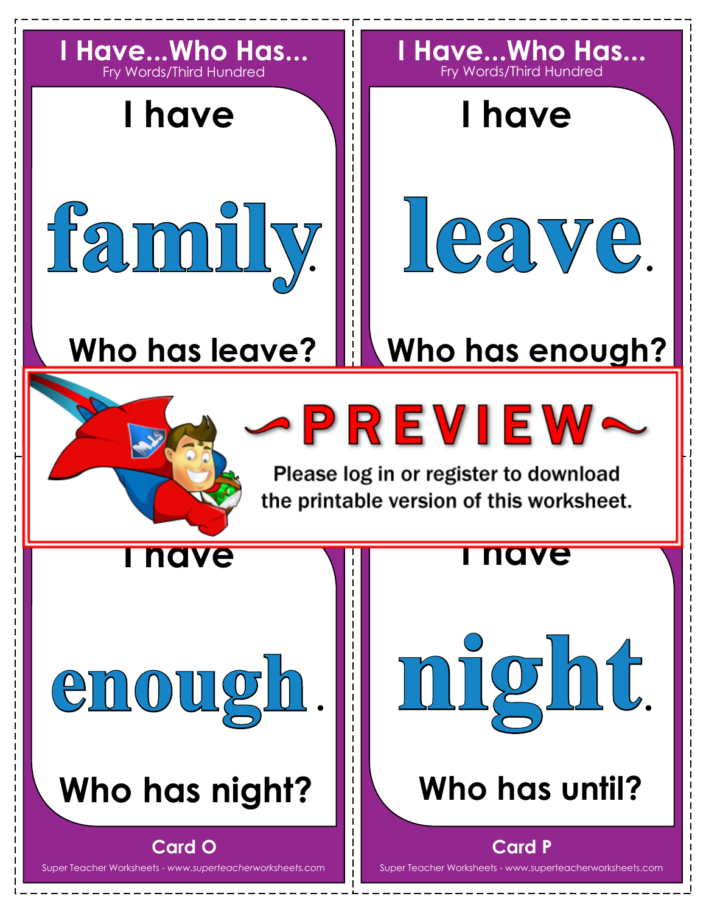## I Have...Who Has...
Fry Words/Third Hundred

I have

# family.

Who has leave?

## I Have...Who Has...
Fry Words/Third Hundred

I have

# leave.

Who has enough?

~PREVIEW~

Please log in or register to download the printable version of this worksheet.

I have

# enough.

Who has night?

Card O

I have

# night.

Who has until?

Card P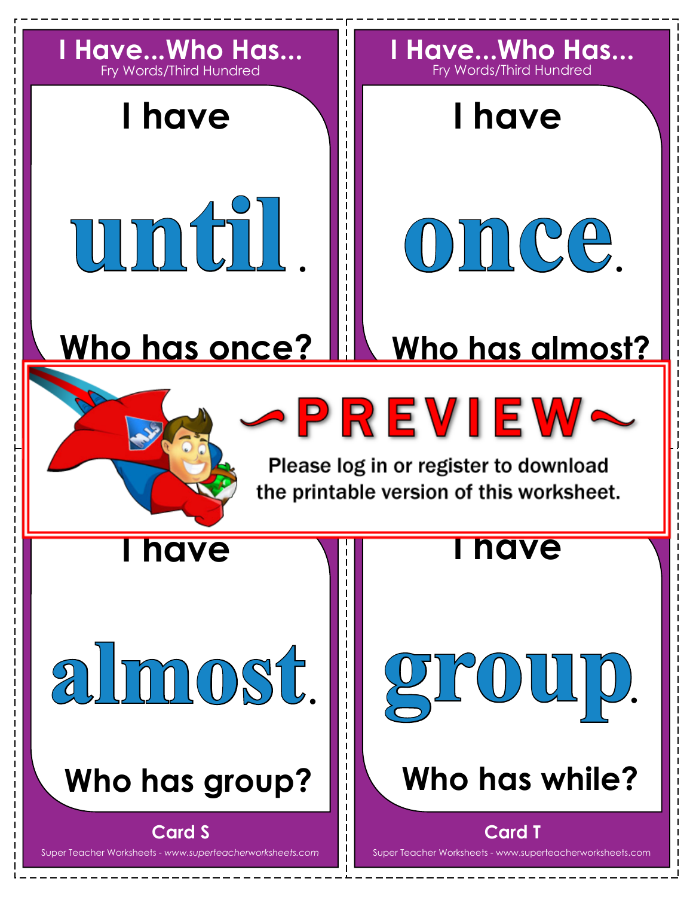## I Have...Who Has...
Fry Words/Third Hundred

I have

**until.**

Who has once?

## I Have...Who Has...
Fry Words/Third Hundred

I have

**once.**

Who has almost?

~PREVIEW~

Please log in or register to download the printable version of this worksheet.

I have

**almost.**

Who has group?

Card S

I have

**group.**

Who has while?

Card T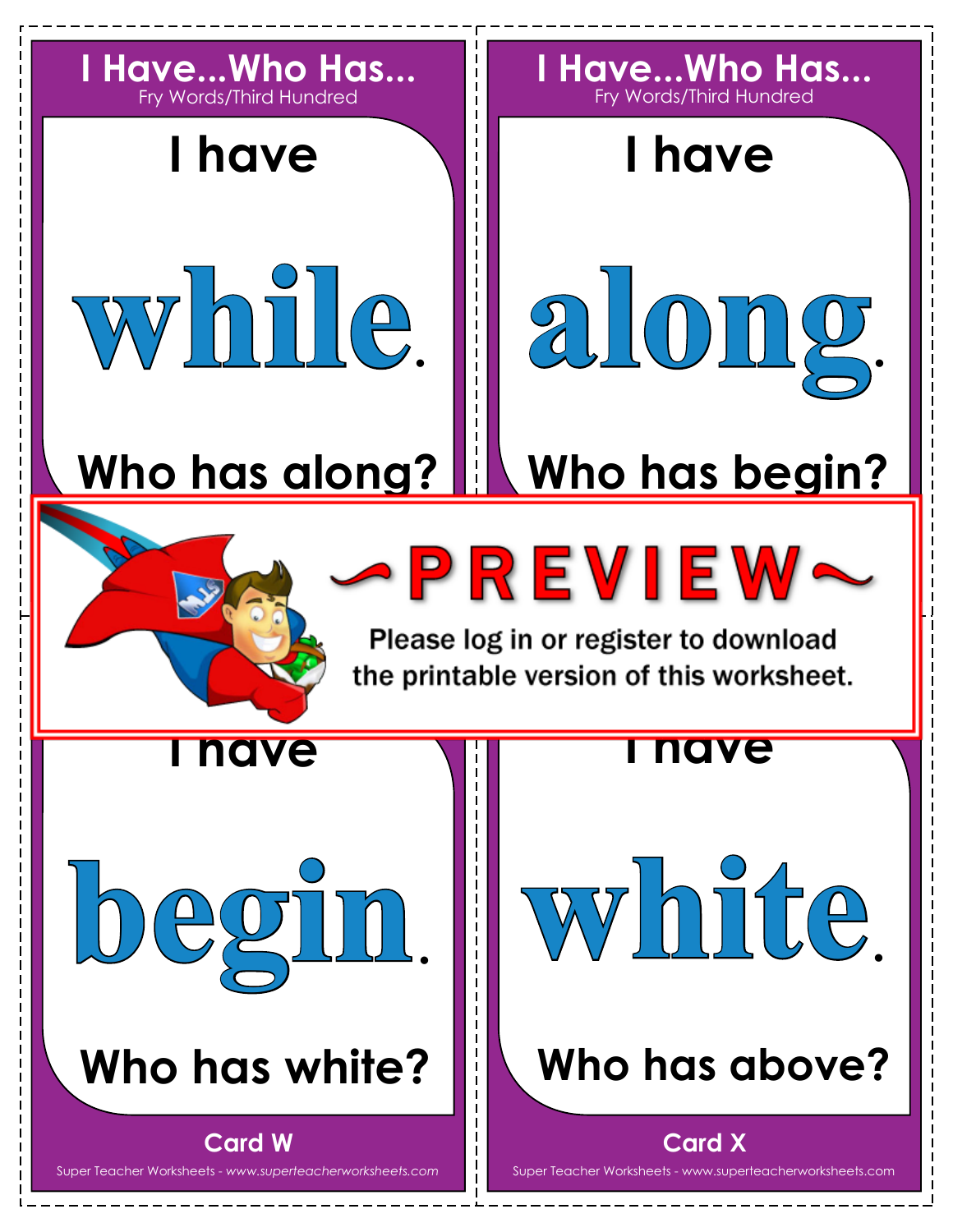## I Have...Who Has...
Fry Words/Third Hundred

I have

**while.**

Who has along?

## I Have...Who Has...
Fry Words/Third Hundred

I have

**along.**

Who has begin?

~PREVIEW~

Please log in or register to download the printable version of this worksheet.

I have

**begin.**

Who has white?

Card W

I have

**white.**

Who has above?

Card X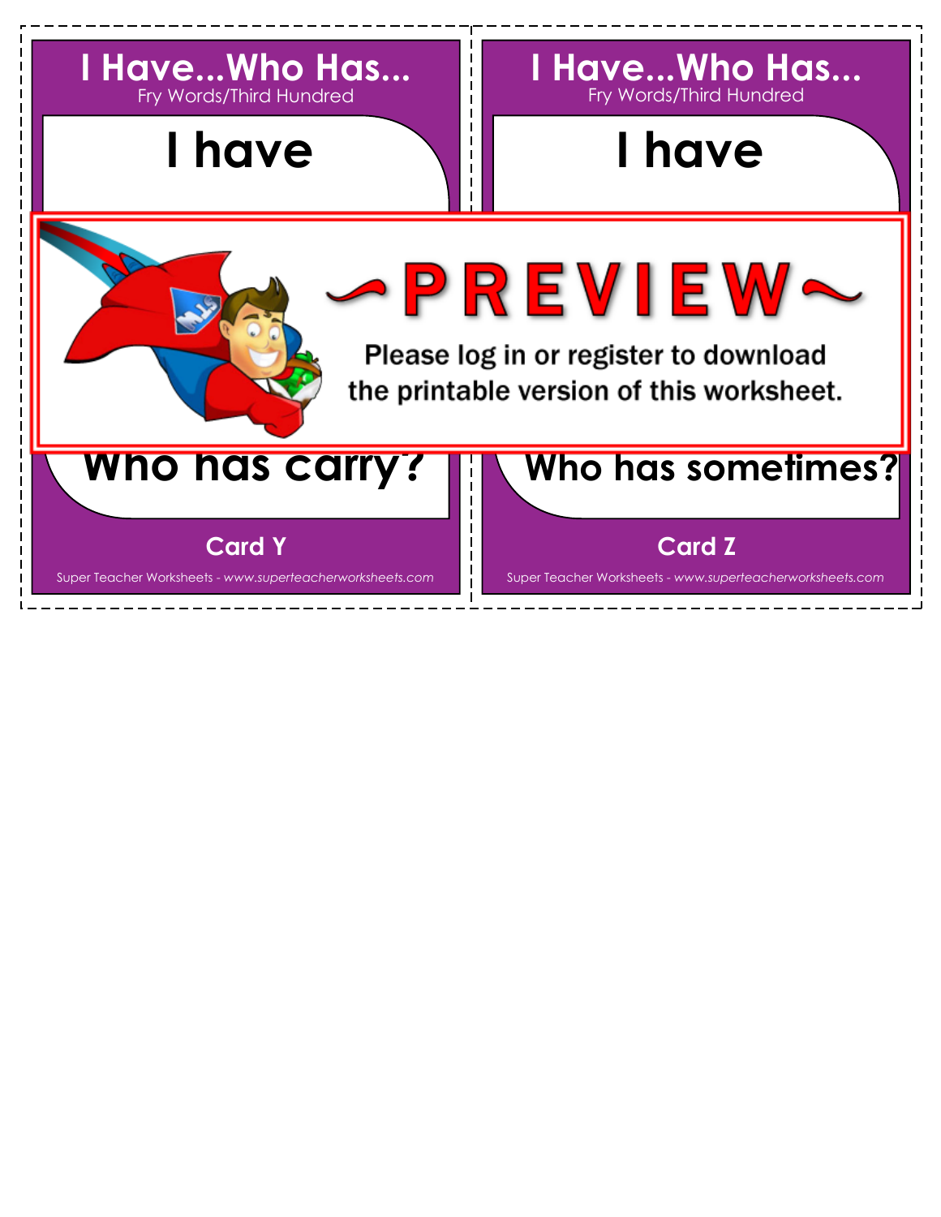## I Have...Who Has...
Fry Words/Third Hundred

# I have

~PREVIEW~

Please log in or register to download the printable version of this worksheet.

# Who has carry?

**Card Y**

## I Have...Who Has...
Fry Words/Third Hundred

# I have

# Who has sometimes?

**Card Z**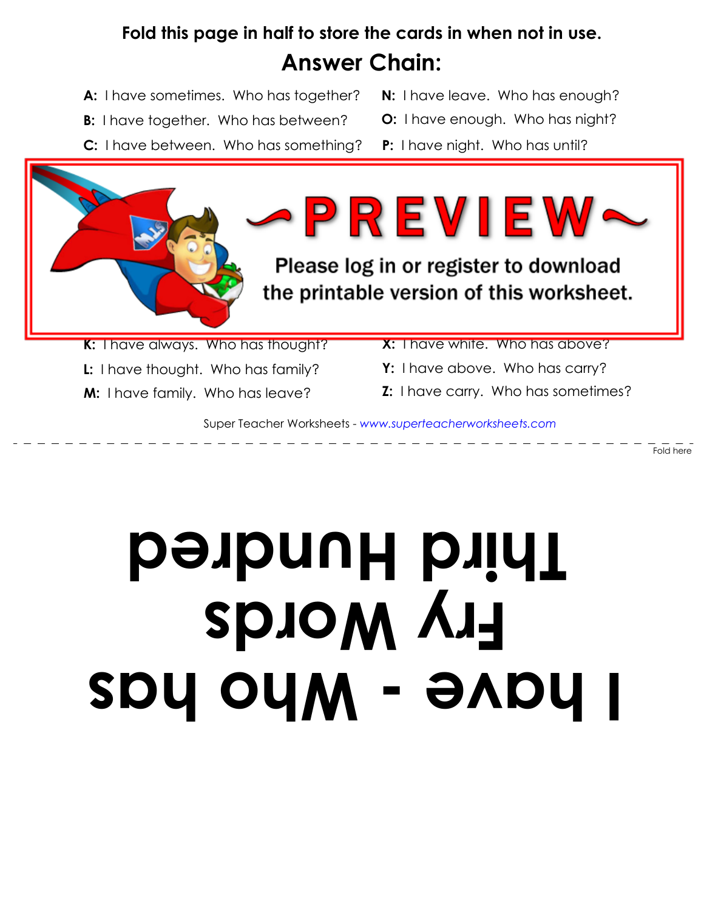**Fold this page in half to store the cards in when not in use.**

## Answer Chain:

**A:** I have sometimes. Who has together?

**B:** I have together. Who has between?

**C:** I have between. Who has something?

**K:** I have always. Who has thought?

**L:** I have thought. Who has family?

**M:** I have family. Who has leave?

**N:** I have leave. Who has enough?

**O:** I have enough. Who has night?

**P:** I have night. Who has until?

**X:** I have white. Who has above?

**Y:** I have above. Who has carry?

**Z:** I have carry. Who has sometimes?

~PREVIEW~

Please log in or register to download the printable version of this worksheet.

Super Teacher Worksheets - www.superteacherworksheets.com

Fold here

# Third Hundred Fry Words I have - Who has